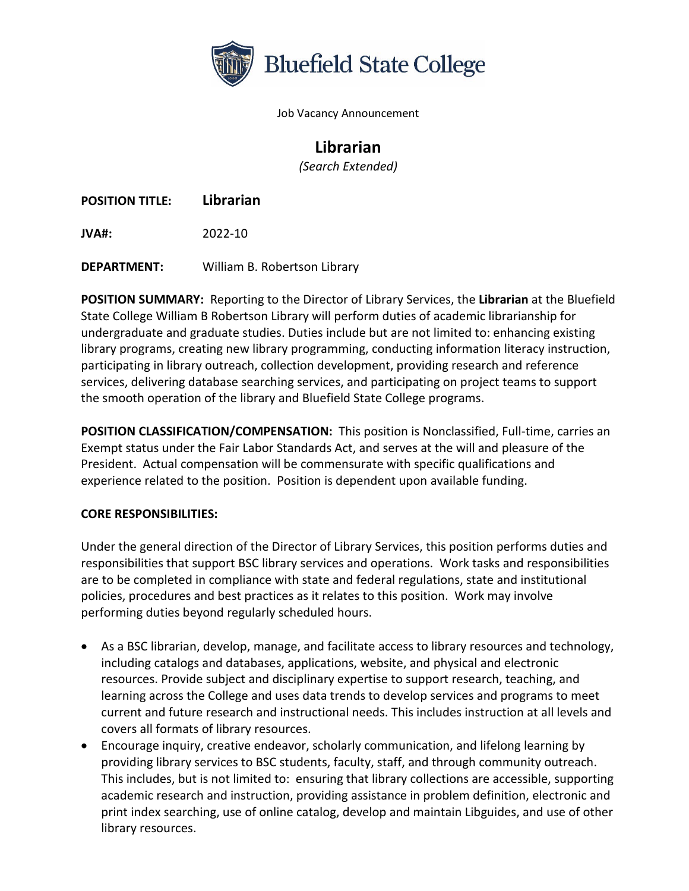Bluefield State College

Job Vacancy Announcement

# Librarian

*(Search Extended)*

**POSITION TITLE:** **Librarian**

**JVA#:** 2022-10

**DEPARTMENT:** William B. Robertson Library

**POSITION SUMMARY:** Reporting to the Director of Library Services, the **Librarian** at the Bluefield State College William B Robertson Library will perform duties of academic librarianship for undergraduate and graduate studies. Duties include but are not limited to: enhancing existing library programs, creating new library programming, conducting information literacy instruction, participating in library outreach, collection development, providing research and reference services, delivering database searching services, and participating on project teams to support the smooth operation of the library and Bluefield State College programs.

**POSITION CLASSIFICATION/COMPENSATION:** This position is Nonclassified, Full-time, carries an Exempt status under the Fair Labor Standards Act, and serves at the will and pleasure of the President. Actual compensation will be commensurate with specific qualifications and experience related to the position. Position is dependent upon available funding.

**CORE RESPONSIBILITIES:**

Under the general direction of the Director of Library Services, this position performs duties and responsibilities that support BSC library services and operations. Work tasks and responsibilities are to be completed in compliance with state and federal regulations, state and institutional policies, procedures and best practices as it relates to this position. Work may involve performing duties beyond regularly scheduled hours.

- As a BSC librarian, develop, manage, and facilitate access to library resources and technology, including catalogs and databases, applications, website, and physical and electronic resources. Provide subject and disciplinary expertise to support research, teaching, and learning across the College and uses data trends to develop services and programs to meet current and future research and instructional needs. This includes instruction at all levels and covers all formats of library resources.
- Encourage inquiry, creative endeavor, scholarly communication, and lifelong learning by providing library services to BSC students, faculty, staff, and through community outreach. This includes, but is not limited to: ensuring that library collections are accessible, supporting academic research and instruction, providing assistance in problem definition, electronic and print index searching, use of online catalog, develop and maintain Libguides, and use of other library resources.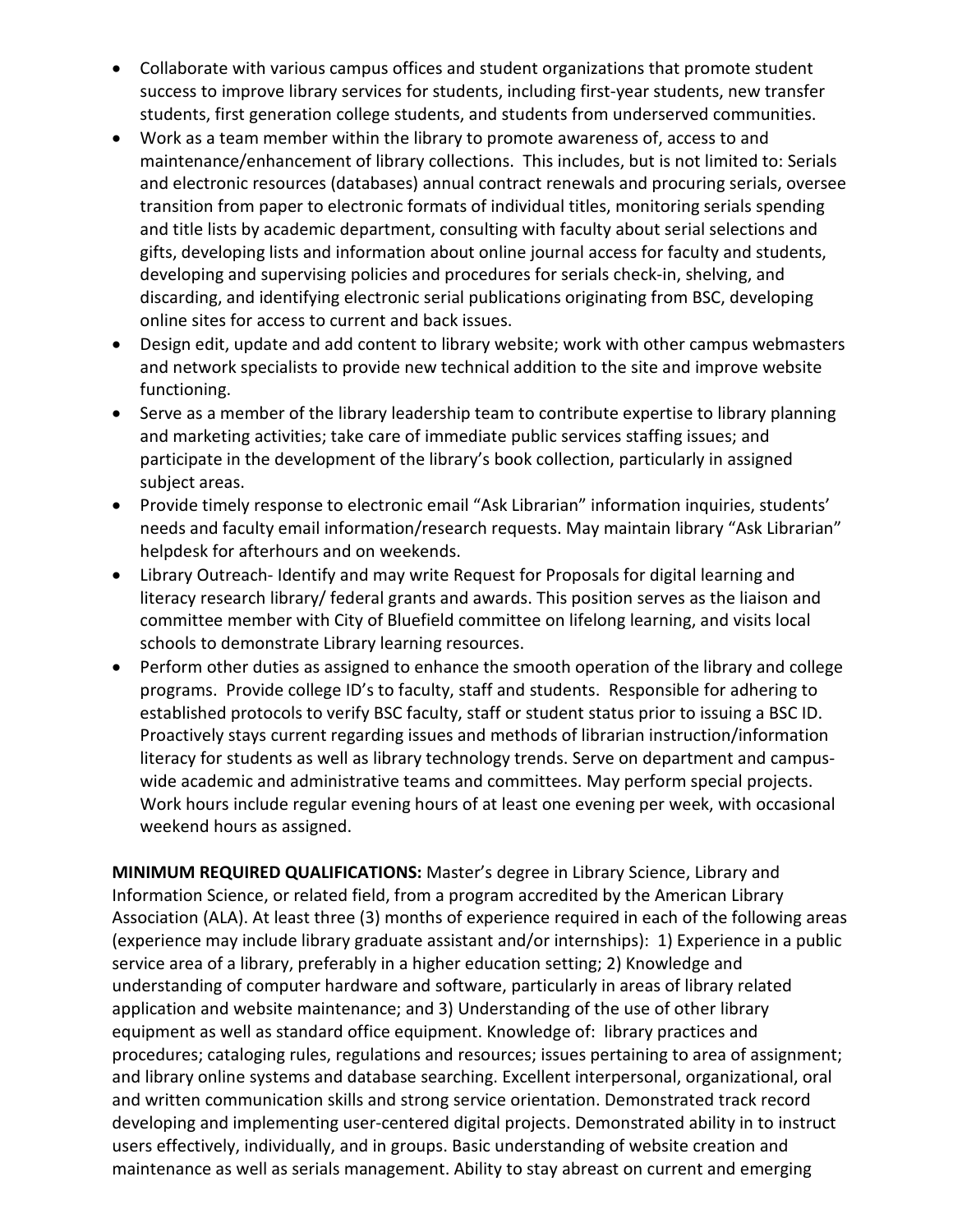- Collaborate with various campus offices and student organizations that promote student success to improve library services for students, including first-year students, new transfer students, first generation college students, and students from underserved communities.
- Work as a team member within the library to promote awareness of, access to and maintenance/enhancement of library collections. This includes, but is not limited to: Serials and electronic resources (databases) annual contract renewals and procuring serials, oversee transition from paper to electronic formats of individual titles, monitoring serials spending and title lists by academic department, consulting with faculty about serial selections and gifts, developing lists and information about online journal access for faculty and students, developing and supervising policies and procedures for serials check-in, shelving, and discarding, and identifying electronic serial publications originating from BSC, developing online sites for access to current and back issues.
- Design edit, update and add content to library website; work with other campus webmasters and network specialists to provide new technical addition to the site and improve website functioning.
- Serve as a member of the library leadership team to contribute expertise to library planning and marketing activities; take care of immediate public services staffing issues; and participate in the development of the library's book collection, particularly in assigned subject areas.
- Provide timely response to electronic email "Ask Librarian" information inquiries, students' needs and faculty email information/research requests. May maintain library "Ask Librarian" helpdesk for afterhours and on weekends.
- Library Outreach- Identify and may write Request for Proposals for digital learning and literacy research library/ federal grants and awards. This position serves as the liaison and committee member with City of Bluefield committee on lifelong learning, and visits local schools to demonstrate Library learning resources.
- Perform other duties as assigned to enhance the smooth operation of the library and college programs. Provide college ID's to faculty, staff and students. Responsible for adhering to established protocols to verify BSC faculty, staff or student status prior to issuing a BSC ID. Proactively stays current regarding issues and methods of librarian instruction/information literacy for students as well as library technology trends. Serve on department and campus-wide academic and administrative teams and committees. May perform special projects. Work hours include regular evening hours of at least one evening per week, with occasional weekend hours as assigned.

**MINIMUM REQUIRED QUALIFICATIONS:** Master's degree in Library Science, Library and Information Science, or related field, from a program accredited by the American Library Association (ALA). At least three (3) months of experience required in each of the following areas (experience may include library graduate assistant and/or internships): 1) Experience in a public service area of a library, preferably in a higher education setting; 2) Knowledge and understanding of computer hardware and software, particularly in areas of library related application and website maintenance; and 3) Understanding of the use of other library equipment as well as standard office equipment. Knowledge of: library practices and procedures; cataloging rules, regulations and resources; issues pertaining to area of assignment; and library online systems and database searching. Excellent interpersonal, organizational, oral and written communication skills and strong service orientation. Demonstrated track record developing and implementing user-centered digital projects. Demonstrated ability in to instruct users effectively, individually, and in groups. Basic understanding of website creation and maintenance as well as serials management. Ability to stay abreast on current and emerging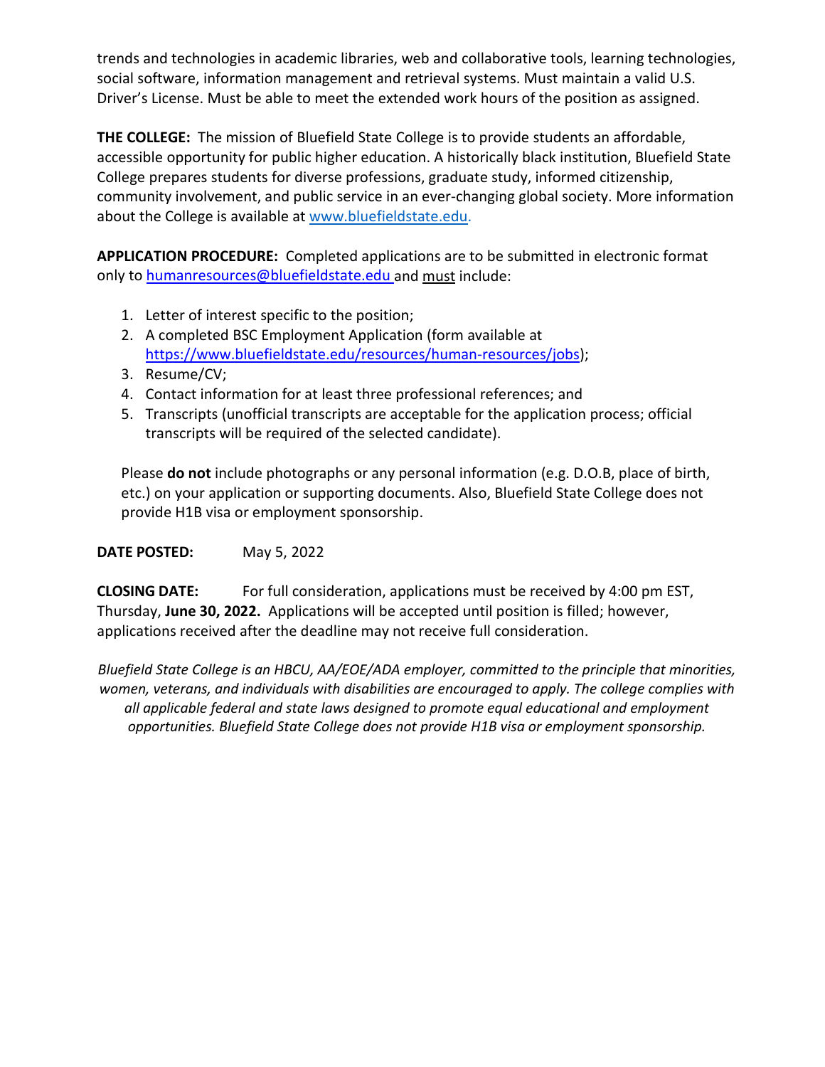trends and technologies in academic libraries, web and collaborative tools, learning technologies, social software, information management and retrieval systems. Must maintain a valid U.S. Driver's License. Must be able to meet the extended work hours of the position as assigned.

**THE COLLEGE:** The mission of Bluefield State College is to provide students an affordable, accessible opportunity for public higher education. A historically black institution, Bluefield State College prepares students for diverse professions, graduate study, informed citizenship, community involvement, and public service in an ever-changing global society. More information about the College is available at www.bluefieldstate.edu.

**APPLICATION PROCEDURE:** Completed applications are to be submitted in electronic format only to humanresources@bluefieldstate.edu and must include:

1. Letter of interest specific to the position;
2. A completed BSC Employment Application (form available at https://www.bluefieldstate.edu/resources/human-resources/jobs);
3. Resume/CV;
4. Contact information for at least three professional references; and
5. Transcripts (unofficial transcripts are acceptable for the application process; official transcripts will be required of the selected candidate).

Please **do not** include photographs or any personal information (e.g. D.O.B, place of birth, etc.) on your application or supporting documents. Also, Bluefield State College does not provide H1B visa or employment sponsorship.

**DATE POSTED:** May 5, 2022

**CLOSING DATE:** For full consideration, applications must be received by 4:00 pm EST, Thursday, **June 30, 2022.** Applications will be accepted until position is filled; however, applications received after the deadline may not receive full consideration.

*Bluefield State College is an HBCU, AA/EOE/ADA employer, committed to the principle that minorities, women, veterans, and individuals with disabilities are encouraged to apply. The college complies with all applicable federal and state laws designed to promote equal educational and employment opportunities. Bluefield State College does not provide H1B visa or employment sponsorship.*